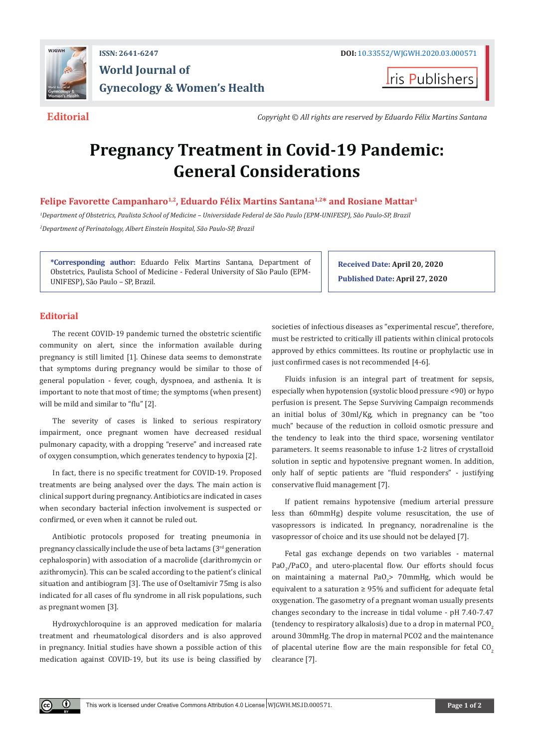Editorial

Copyright © All rights are reserved by Eduardo Félix Martins Santana

# Pregnancy Treatment in Covid-19 Pandemic: General Considerations

**Felipe Favorette Campanharo[1,2], Eduardo Félix Martins Santana[1,2]* and Rosiane Mattar[1]**

*[1]Department of Obstetrics, Paulista School of Medicine – Universidade Federal de São Paulo (EPM-UNIFESP), São Paulo-SP, Brazil*

*[2]Department of Perinatology, Albert Einstein Hospital, São Paulo-SP, Brazil*

**\*Corresponding author:** Eduardo Felix Martins Santana, Department of Obstetrics, Paulista School of Medicine - Federal University of São Paulo (EPM-UNIFESP), São Paulo – SP, Brazil.

**Received Date:** April 20, 2020

**Published Date:** April 27, 2020

## Editorial

The recent COVID-19 pandemic turned the obstetric scientific community on alert, since the information available during pregnancy is still limited [1]. Chinese data seems to demonstrate that symptoms during pregnancy would be similar to those of general population - fever, cough, dyspnoea, and asthenia. It is important to note that most of time; the symptoms (when present) will be mild and similar to "flu" [2].

The severity of cases is linked to serious respiratory impairment, once pregnant women have decreased residual pulmonary capacity, with a dropping "reserve" and increased rate of oxygen consumption, which generates tendency to hypoxia [2].

In fact, there is no specific treatment for COVID-19. Proposed treatments are being analysed over the days. The main action is clinical support during pregnancy. Antibiotics are indicated in cases when secondary bacterial infection involvement is suspected or confirmed, or even when it cannot be ruled out.

Antibiotic protocols proposed for treating pneumonia in pregnancy classically include the use of beta lactams (3rd generation cephalosporin) with association of a macrolide (clarithromycin or azithromycin). This can be scaled according to the patient's clinical situation and antibiogram [3]. The use of Oseltamivir 75mg is also indicated for all cases of flu syndrome in all risk populations, such as pregnant women [3].

Hydroxychloroquine is an approved medication for malaria treatment and rheumatological disorders and is also approved in pregnancy. Initial studies have shown a possible action of this medication against COVID-19, but its use is being classified by societies of infectious diseases as "experimental rescue", therefore, must be restricted to critically ill patients within clinical protocols approved by ethics committees. Its routine or prophylactic use in just confirmed cases is not recommended [4-6].

Fluids infusion is an integral part of treatment for sepsis, especially when hypotension (systolic blood pressure <90) or hypo perfusion is present. The Sepse Surviving Campaign recommends an initial bolus of 30ml/Kg, which in pregnancy can be "too much" because of the reduction in colloid osmotic pressure and the tendency to leak into the third space, worsening ventilator parameters. It seems reasonable to infuse 1-2 litres of crystalloid solution in septic and hypotensive pregnant women. In addition, only half of septic patients are "fluid responders" - justifying conservative fluid management [7].

If patient remains hypotensive (medium arterial pressure less than 60mmHg) despite volume resuscitation, the use of vasopressors is indicated. In pregnancy, noradrenaline is the vasopressor of choice and its use should not be delayed [7].

Fetal gas exchange depends on two variables - maternal $PaO_2/PaCO_2$ and utero-placental flow. Our efforts should focus on maintaining a maternal $PaO_2 >$ 70mmHg, which would be equivalent to a saturation ≥ 95% and sufficient for adequate fetal oxygenation. The gasometry of a pregnant woman usually presents changes secondary to the increase in tidal volume - pH 7.40-7.47 (tendency to respiratory alkalosis) due to a drop in maternal $PCO_2$ around 30mmHg. The drop in maternal PCO2 and the maintenance of placental uterine flow are the main responsible for fetal $CO_2$ clearance [7].

This work is licensed under Creative Commons Attribution 4.0 License WJGWH.MS.ID.000571.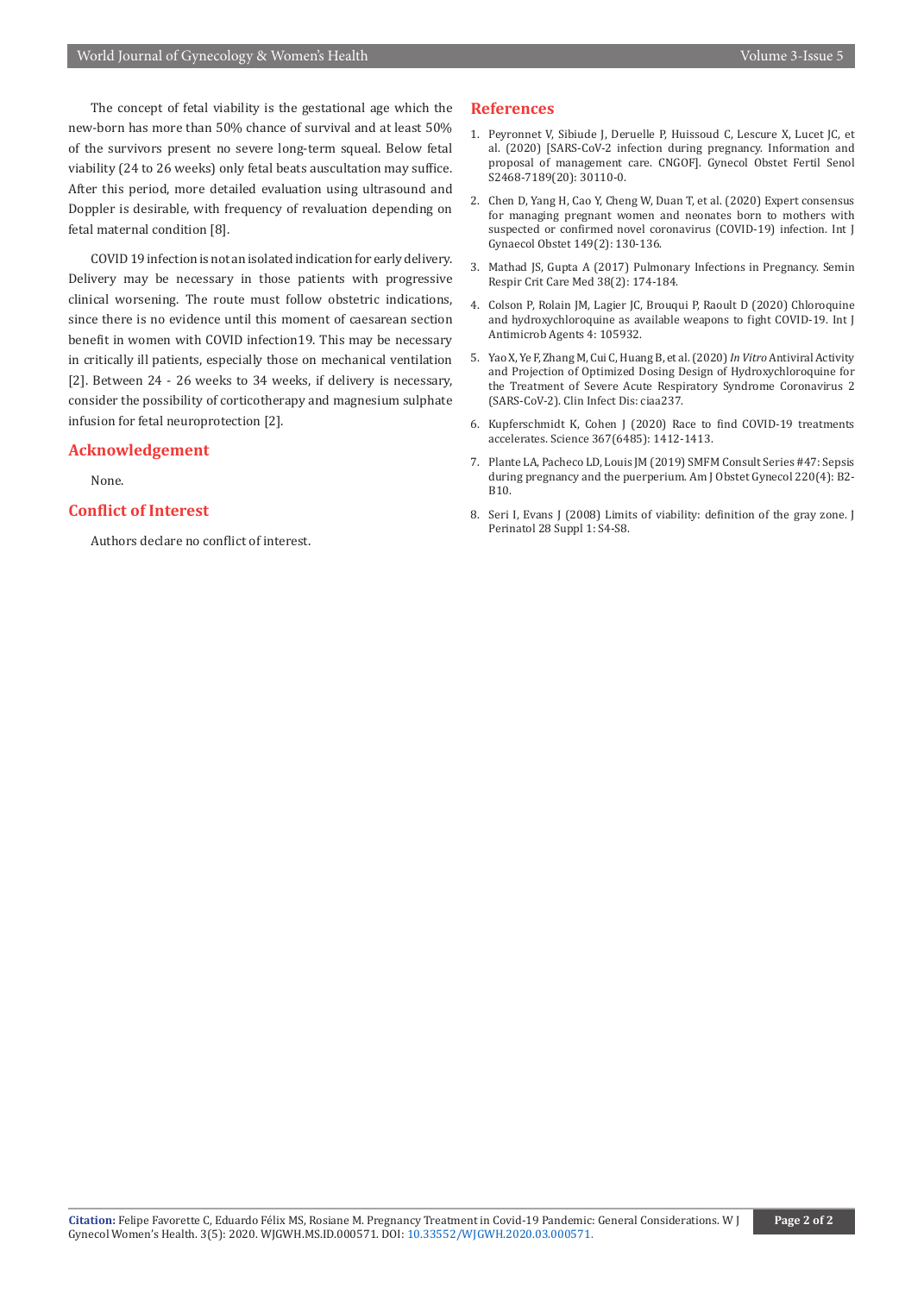The concept of fetal viability is the gestational age which the new-born has more than 50% chance of survival and at least 50% of the survivors present no severe long-term squeal. Below fetal viability (24 to 26 weeks) only fetal beats auscultation may suffice. After this period, more detailed evaluation using ultrasound and Doppler is desirable, with frequency of revaluation depending on fetal maternal condition [8].

COVID 19 infection is not an isolated indication for early delivery. Delivery may be necessary in those patients with progressive clinical worsening. The route must follow obstetric indications, since there is no evidence until this moment of caesarean section benefit in women with COVID infection19. This may be necessary in critically ill patients, especially those on mechanical ventilation [2]. Between 24 - 26 weeks to 34 weeks, if delivery is necessary, consider the possibility of corticotherapy and magnesium sulphate infusion for fetal neuroprotection [2].

## Acknowledgement

None.

## Conflict of Interest

Authors declare no conflict of interest.

## References

1. Peyronnet V, Sibiude J, Deruelle P, Huissoud C, Lescure X, Lucet JC, et al. (2020) [SARS-CoV-2 infection during pregnancy. Information and proposal of management care. CNGOF]. Gynecol Obstet Fertil Senol S2468-7189(20): 30110-0.
2. Chen D, Yang H, Cao Y, Cheng W, Duan T, et al. (2020) Expert consensus for managing pregnant women and neonates born to mothers with suspected or confirmed novel coronavirus (COVID-19) infection. Int J Gynaecol Obstet 149(2): 130-136.
3. Mathad JS, Gupta A (2017) Pulmonary Infections in Pregnancy. Semin Respir Crit Care Med 38(2): 174-184.
4. Colson P, Rolain JM, Lagier JC, Brouqui P, Raoult D (2020) Chloroquine and hydroxychloroquine as available weapons to fight COVID-19. Int J Antimicrob Agents 4: 105932.
5. Yao X, Ye F, Zhang M, Cui C, Huang B, et al. (2020) *In Vitro* Antiviral Activity and Projection of Optimized Dosing Design of Hydroxychloroquine for the Treatment of Severe Acute Respiratory Syndrome Coronavirus 2 (SARS-CoV-2). Clin Infect Dis: ciaa237.
6. Kupferschmidt K, Cohen J (2020) Race to find COVID-19 treatments accelerates. Science 367(6485): 1412-1413.
7. Plante LA, Pacheco LD, Louis JM (2019) SMFM Consult Series #47: Sepsis during pregnancy and the puerperium. Am J Obstet Gynecol 220(4): B2-B10.
8. Seri I, Evans J (2008) Limits of viability: definition of the gray zone. J Perinatol 28 Suppl 1: S4-S8.

**Citation:** Felipe Favorette C, Eduardo Félix MS, Rosiane M. Pregnancy Treatment in Covid-19 Pandemic: General Considerations. W J Gynecol Women's Health. 3(5): 2020. WJGWH.MS.ID.000571. DOI: 10.33552/WJGWH.2020.03.000571.